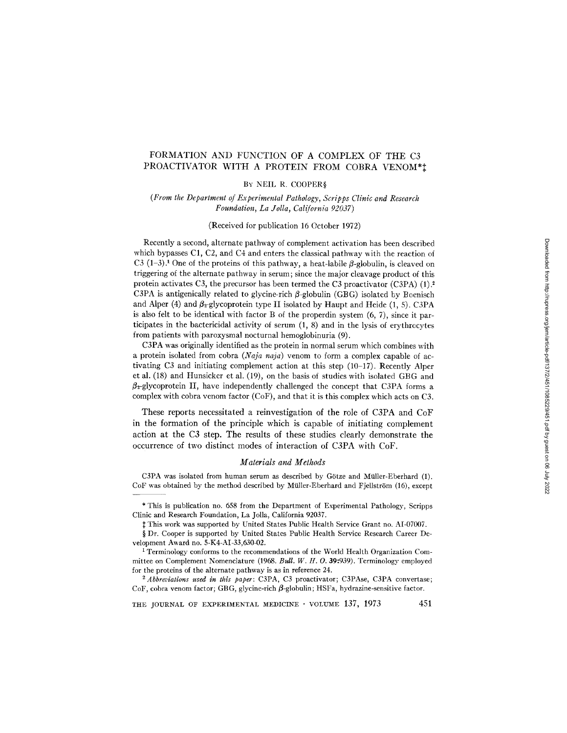# FORMATION AND FUNCTION OF A COMPLEX OF THE C3 PROACTIVATOR WITH A PROTEIN FROM COBRA VENOM*‡

BY NEIL R. COOPER§

*(From the Department of Experimental Pathology, Scripps Clinic and Research Foundation, La Jolla, California 92037)*

(Received for publication 16 October 1972)

Recently a second, alternate pathway of complement activation has been described which bypasses C1, C2, and C4 and enters the classical pathway with the reaction of C3 (1–3).[1] One of the proteins of this pathway, a heat-labile $\beta$-globulin, is cleaved on triggering of the alternate pathway in serum; since the major cleavage product of this protein activates C3, the precursor has been termed the C3 proactivator (C3PA) (1).[2] C3PA is antigenically related to glycine-rich $\beta$-globulin (GBG) isolated by Boenisch and Alper (4) and $\beta_2$-glycoprotein type II isolated by Haupt and Heide (1, 5). C3PA is also felt to be identical with factor B of the properdin system (6, 7), since it participates in the bactericidal activity of serum (1, 8) and in the lysis of erythrocytes from patients with paroxysmal nocturnal hemoglobinuria (9).

C3PA was originally identified as the protein in normal serum which combines with a protein isolated from cobra (*Naja naja*) venom to form a complex capable of activating C3 and initiating complement action at this step (10–17). Recently Alper et al. (18) and Hunsicker et al. (19), on the basis of studies with isolated GBG and $\beta_2$-glycoprotein II, have independently challenged the concept that C3PA forms a complex with cobra venom factor (CoF), and that it is this complex which acts on C3.

These reports necessitated a reinvestigation of the role of C3PA and CoF in the formation of the principle which is capable of initiating complement action at the C3 step. The results of these studies clearly demonstrate the occurrence of two distinct modes of interaction of C3PA with CoF.

## *Materials and Methods*

C3PA was isolated from human serum as described by Götze and Müller-Eberhard (1). CoF was obtained by the method described by Müller-Eberhard and Fjellström (16), except

---

\* This is publication no. 658 from the Department of Experimental Pathology, Scripps Clinic and Research Foundation, La Jolla, California 92037.

‡ This work was supported by United States Public Health Service Grant no. AI-07007.

§ Dr. Cooper is supported by United States Public Health Service Research Career Development Award no. 5-K4-AI-33,630-02.

[1] Terminology conforms to the recommendations of the World Health Organization Committee on Complement Nomenclature (1968. *Bull. W. H. O.* **39**:939). Terminology employed for the proteins of the alternate pathway is as in reference 24.

[2] *Abbreviations used in this paper*: C3PA, C3 proactivator; C3PAse, C3PA convertase; CoF, cobra venom factor; GBG, glycine-rich $\beta$-globulin; HSFa, hydrazine-sensitive factor.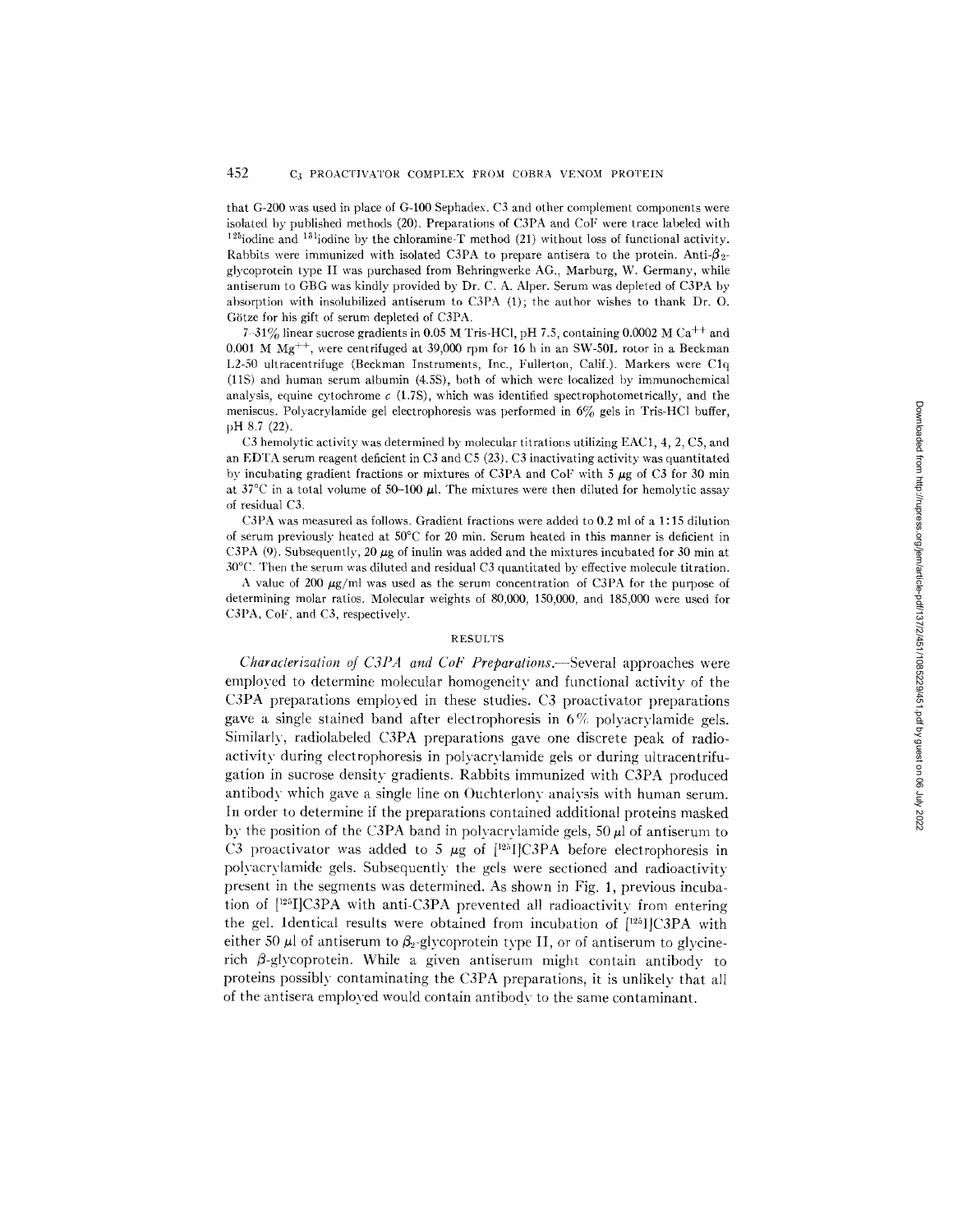that G-200 was used in place of G-100 Sephadex. C3 and other complement components were isolated by published methods (20). Preparations of C3PA and CoF were trace labeled with $^{125}$iodine and $^{131}$iodine by the chloramine-T method (21) without loss of functional activity. Rabbits were immunized with isolated C3PA to prepare antisera to the protein. Anti-$\beta_2$-glycoprotein type II was purchased from Behringwerke AG., Marburg, W. Germany, while antiserum to GBG was kindly provided by Dr. C. A. Alper. Serum was depleted of C3PA by absorption with insolubilized antiserum to C3PA (1); the author wishes to thank Dr. O. Götze for his gift of serum depleted of C3PA.

7–31% linear sucrose gradients in 0.05 M Tris-HCl, pH 7.5, containing 0.0002 M $Ca^{++}$ and 0.001 M $Mg^{++}$, were centrifuged at 39,000 rpm for 16 h in an SW-50L rotor in a Beckman L2-50 ultracentrifuge (Beckman Instruments, Inc., Fullerton, Calif.). Markers were C1q (11S) and human serum albumin (4.5S), both of which were localized by immunochemical analysis, equine cytochrome *c* (1.7S), which was identified spectrophotometrically, and the meniscus. Polyacrylamide gel electrophoresis was performed in 6% gels in Tris-HCl buffer, pH 8.7 (22).

C3 hemolytic activity was determined by molecular titrations utilizing EAC1, 4, 2, C5, and an EDTA serum reagent deficient in C3 and C5 (23). C3 inactivating activity was quantitated by incubating gradient fractions or mixtures of C3PA and CoF with 5 μg of C3 for 30 min at 37°C in a total volume of 50–100 μl. The mixtures were then diluted for hemolytic assay of residual C3.

C3PA was measured as follows. Gradient fractions were added to 0.2 ml of a 1:15 dilution of serum previously heated at 50°C for 20 min. Serum heated in this manner is deficient in C3PA (9). Subsequently, 20 μg of inulin was added and the mixtures incubated for 30 min at 30°C. Then the serum was diluted and residual C3 quantitated by effective molecule titration.

A value of 200 μg/ml was used as the serum concentration of C3PA for the purpose of determining molar ratios. Molecular weights of 80,000, 150,000, and 185,000 were used for C3PA, CoF, and C3, respectively.

## RESULTS

*Characterization of C3PA and CoF Preparations.*—Several approaches were employed to determine molecular homogeneity and functional activity of the C3PA preparations employed in these studies. C3 proactivator preparations gave a single stained band after electrophoresis in 6% polyacrylamide gels. Similarly, radiolabeled C3PA preparations gave one discrete peak of radioactivity during electrophoresis in polyacrylamide gels or during ultracentrifugation in sucrose density gradients. Rabbits immunized with C3PA produced antibody which gave a single line on Ouchterlony analysis with human serum. In order to determine if the preparations contained additional proteins masked by the position of the C3PA band in polyacrylamide gels, 50 μl of antiserum to C3 proactivator was added to 5 μg of [$^{125}$I]C3PA before electrophoresis in polyacrylamide gels. Subsequently the gels were sectioned and radioactivity present in the segments was determined. As shown in Fig. 1, previous incubation of [$^{125}$I]C3PA with anti-C3PA prevented all radioactivity from entering the gel. Identical results were obtained from incubation of [$^{125}$I]C3PA with either 50 μl of antiserum to $\beta_2$-glycoprotein type II, or of antiserum to glycine-rich $\beta$-glycoprotein. While a given antiserum might contain antibody to proteins possibly contaminating the C3PA preparations, it is unlikely that all of the antisera employed would contain antibody to the same contaminant.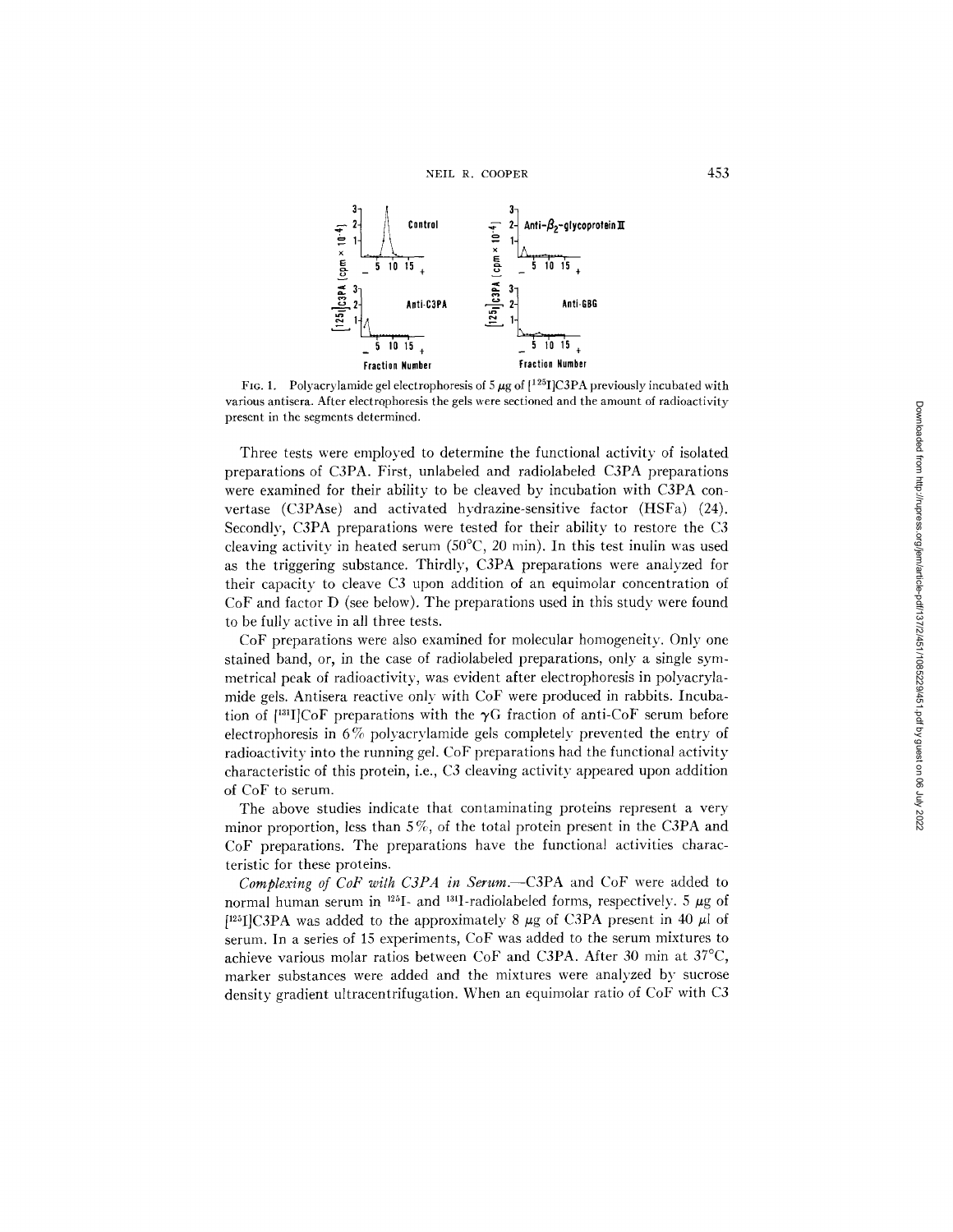Control

Anti-$\beta_2$-glycoprotein II

Anti-C3PA

Anti-GBG

$[^{125}I]$C3PA (cpm × $10^{-4}$)

Fraction Number

FIG. 1. Polyacrylamide gel electrophoresis of 5 $\mu$g of $[^{125}I]$C3PA previously incubated with various antisera. After electrophoresis the gels were sectioned and the amount of radioactivity present in the segments determined.

Three tests were employed to determine the functional activity of isolated preparations of C3PA. First, unlabeled and radiolabeled C3PA preparations were examined for their ability to be cleaved by incubation with C3PA convertase (C3PAse) and activated hydrazine-sensitive factor (HSFa) (24). Secondly, C3PA preparations were tested for their ability to restore the C3 cleaving activity in heated serum (50°C, 20 min). In this test inulin was used as the triggering substance. Thirdly, C3PA preparations were analyzed for their capacity to cleave C3 upon addition of an equimolar concentration of CoF and factor D (see below). The preparations used in this study were found to be fully active in all three tests.

CoF preparations were also examined for molecular homogeneity. Only one stained band, or, in the case of radiolabeled preparations, only a single symmetrical peak of radioactivity, was evident after electrophoresis in polyacrylamide gels. Antisera reactive only with CoF were produced in rabbits. Incubation of $[^{131}I]$CoF preparations with the $\gamma$G fraction of anti-CoF serum before electrophoresis in 6% polyacrylamide gels completely prevented the entry of radioactivity into the running gel. CoF preparations had the functional activity characteristic of this protein, i.e., C3 cleaving activity appeared upon addition of CoF to serum.

The above studies indicate that contaminating proteins represent a very minor proportion, less than 5%, of the total protein present in the C3PA and CoF preparations. The preparations have the functional activities characteristic for these proteins.

*Complexing of CoF with C3PA in Serum.*—C3PA and CoF were added to normal human serum in $^{125}$I- and $^{131}$I-radiolabeled forms, respectively. 5 $\mu$g of $[^{125}I]$C3PA was added to the approximately 8 $\mu$g of C3PA present in 40 $\mu$l of serum. In a series of 15 experiments, CoF was added to the serum mixtures to achieve various molar ratios between CoF and C3PA. After 30 min at 37°C, marker substances were added and the mixtures were analyzed by sucrose density gradient ultracentrifugation. When an equimolar ratio of CoF with C3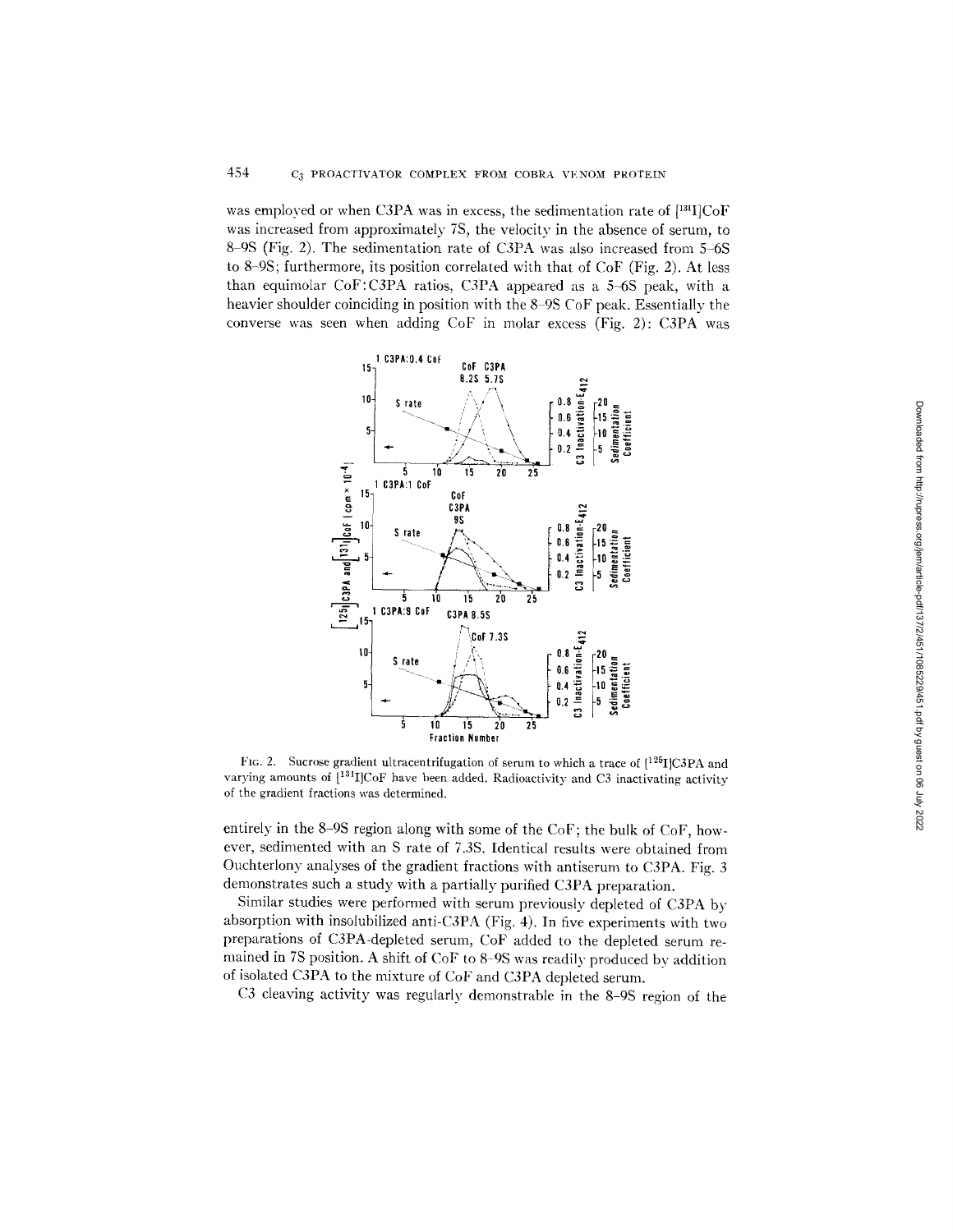was employed or when C3PA was in excess, the sedimentation rate of [$^{131}$I]CoF was increased from approximately 7S, the velocity in the absence of serum, to 8–9S (Fig. 2). The sedimentation rate of C3PA was also increased from 5–6S to 8–9S; furthermore, its position correlated with that of CoF (Fig. 2). At less than equimolar CoF:C3PA ratios, C3PA appeared as a 5–6S peak, with a heavier shoulder coinciding in position with the 8–9S CoF peak. Essentially the converse was seen when adding CoF in molar excess (Fig. 2): C3PA was

1 C3PA:0.4 CoF

CoF 8.2S

C3PA 5.7S

S rate

1 C3PA:1 CoF

CoF C3PA 9S

S rate

1 C3PA:9 CoF

C3PA 8.5S

CoF 7.3S

S rate

[$^{125}$I]C3PA and [$^{131}$I]CoF (cpm × 10$^{-4}$)

C3 Inactivation-E$_{412}$

Sedimentation Coefficient

Fraction Number

FIG. 2. Sucrose gradient ultracentrifugation of serum to which a trace of [$^{125}$I]C3PA and varying amounts of [$^{131}$I]CoF have been added. Radioactivity and C3 inactivating activity of the gradient fractions was determined.

entirely in the 8–9S region along with some of the CoF; the bulk of CoF, however, sedimented with an S rate of 7.3S. Identical results were obtained from Ouchterlony analyses of the gradient fractions with antiserum to C3PA. Fig. 3 demonstrates such a study with a partially purified C3PA preparation.

Similar studies were performed with serum previously depleted of C3PA by absorption with insolubilized anti-C3PA (Fig. 4). In five experiments with two preparations of C3PA-depleted serum, CoF added to the depleted serum remained in 7S position. A shift of CoF to 8–9S was readily produced by addition of isolated C3PA to the mixture of CoF and C3PA depleted serum.

C3 cleaving activity was regularly demonstrable in the 8–9S region of the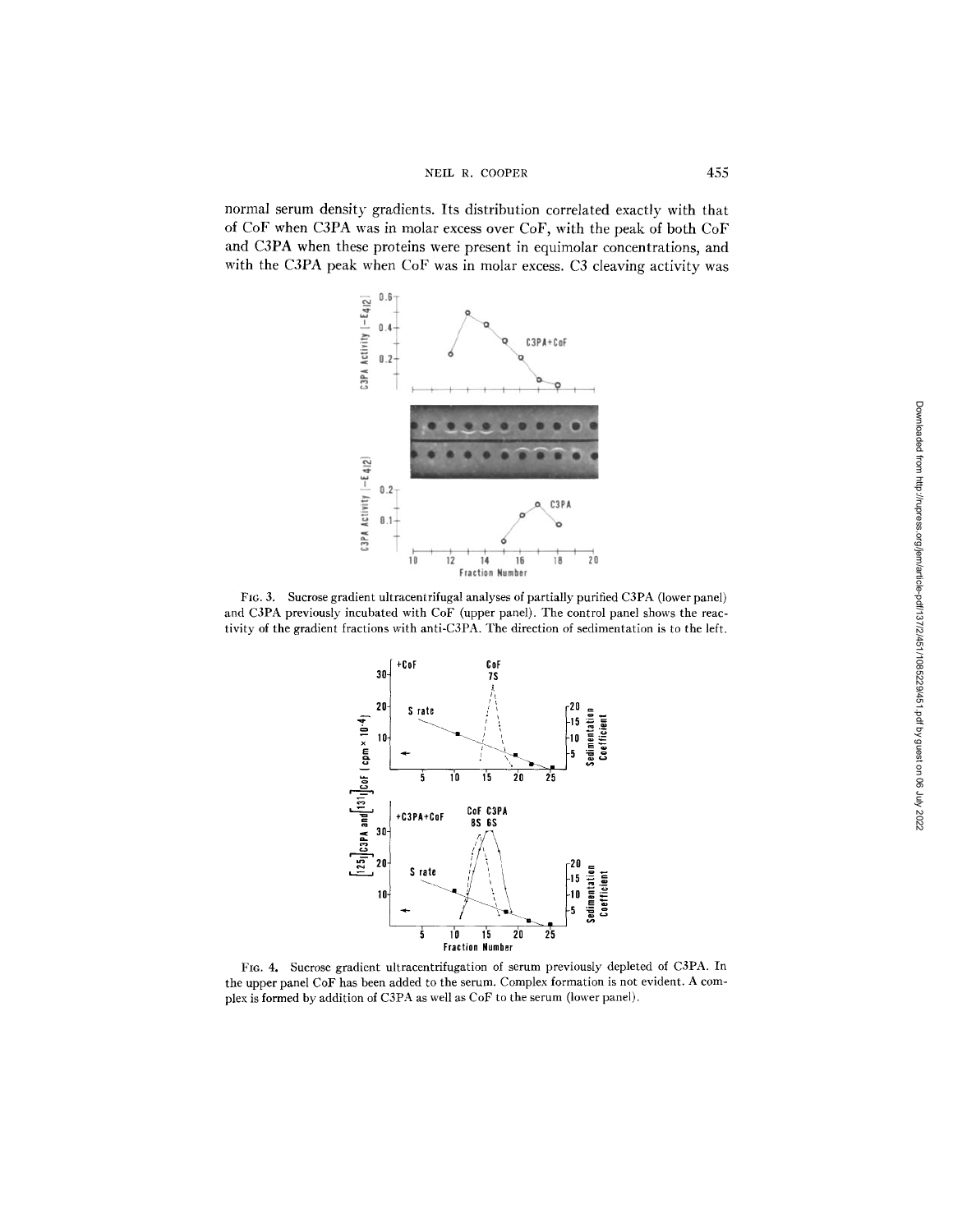normal serum density gradients. Its distribution correlated exactly with that of CoF when C3PA was in molar excess over CoF, with the peak of both CoF and C3PA when these proteins were present in equimolar concentrations, and with the C3PA peak when CoF was in molar excess. C3 cleaving activity was

C3PA Activity (−E412)
0.6
0.4
0.2
C3PA+CoF

C3PA Activity (−E412)
0.2
0.1
C3PA
10 12 14 16 18 20
Fraction Number

FIG. 3. Sucrose gradient ultracentrifugal analyses of partially purified C3PA (lower panel) and C3PA previously incubated with CoF (upper panel). The control panel shows the reactivity of the gradient fractions with anti-C3PA. The direction of sedimentation is to the left.

+CoF
CoF
7S
S rate
30
20
10
5 10 15 20 25
20
15
10
5
Sedimentation Coefficient

[125I]C3PA and [131I]CoF (cpm × 10-4)

+C3PA+CoF
CoF C3PA
8S 6S
S rate
30
20
10
5 10 15 20 25
Fraction Number
20
15
10
5
Sedimentation Coefficient

FIG. 4. Sucrose gradient ultracentrifugation of serum previously depleted of C3PA. In the upper panel CoF has been added to the serum. Complex formation is not evident. A complex is formed by addition of C3PA as well as CoF to the serum (lower panel).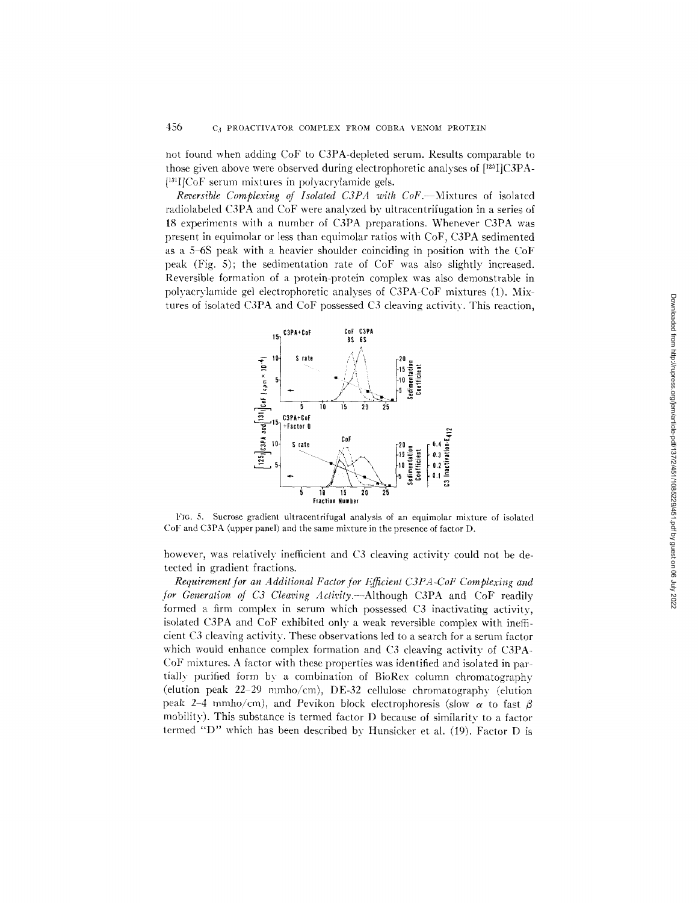not found when adding CoF to C3PA-depleted serum. Results comparable to those given above were observed during electrophoretic analyses of [$^{125}$I]C3PA-[$^{131}$I]CoF serum mixtures in polyacrylamide gels.

*Reversible Complexing of Isolated C3PA with CoF.*—Mixtures of isolated radiolabeled C3PA and CoF were analyzed by ultracentrifugation in a series of 18 experiments with a number of C3PA preparations. Whenever C3PA was present in equimolar or less than equimolar ratios with CoF, C3PA sedimented as a 5–6S peak with a heavier shoulder coinciding in position with the CoF peak (Fig. 5); the sedimentation rate of CoF was also slightly increased. Reversible formation of a protein-protein complex was also demonstrable in polyacrylamide gel electrophoretic analyses of C3PA-CoF mixtures (1). Mixtures of isolated C3PA and CoF possessed C3 cleaving activity. This reaction,

C3PA+CoF

CoF 8S

C3PA 6S

S rate

C3PA+CoF +Factor D

CoF

S rate

[$^{125}$I]C3PA and [$^{131}$I]CoF (cpm × 10$^{-4}$)

Sedimentation Coefficient

C3 Inactivation-$E_{412}$

Fraction Number

FIG. 5. Sucrose gradient ultracentrifugal analysis of an equimolar mixture of isolated CoF and C3PA (upper panel) and the same mixture in the presence of factor D.

however, was relatively inefficient and C3 cleaving activity could not be detected in gradient fractions.

*Requirement for an Additional Factor for Efficient C3PA-CoF Complexing and for Generation of C3 Cleaving Activity.*—Although C3PA and CoF readily formed a firm complex in serum which possessed C3 inactivating activity, isolated C3PA and CoF exhibited only a weak reversible complex with inefficient C3 cleaving activity. These observations led to a search for a serum factor which would enhance complex formation and C3 cleaving activity of C3PA-CoF mixtures. A factor with these properties was identified and isolated in partially purified form by a combination of BioRex column chromatography (elution peak 22–29 mmho/cm), DE-32 cellulose chromatography (elution peak 2–4 mmho/cm), and Pevikon block electrophoresis (slow $\alpha$ to fast $\beta$ mobility). This substance is termed factor D because of similarity to a factor termed "D" which has been described by Hunsicker et al. (19). Factor D is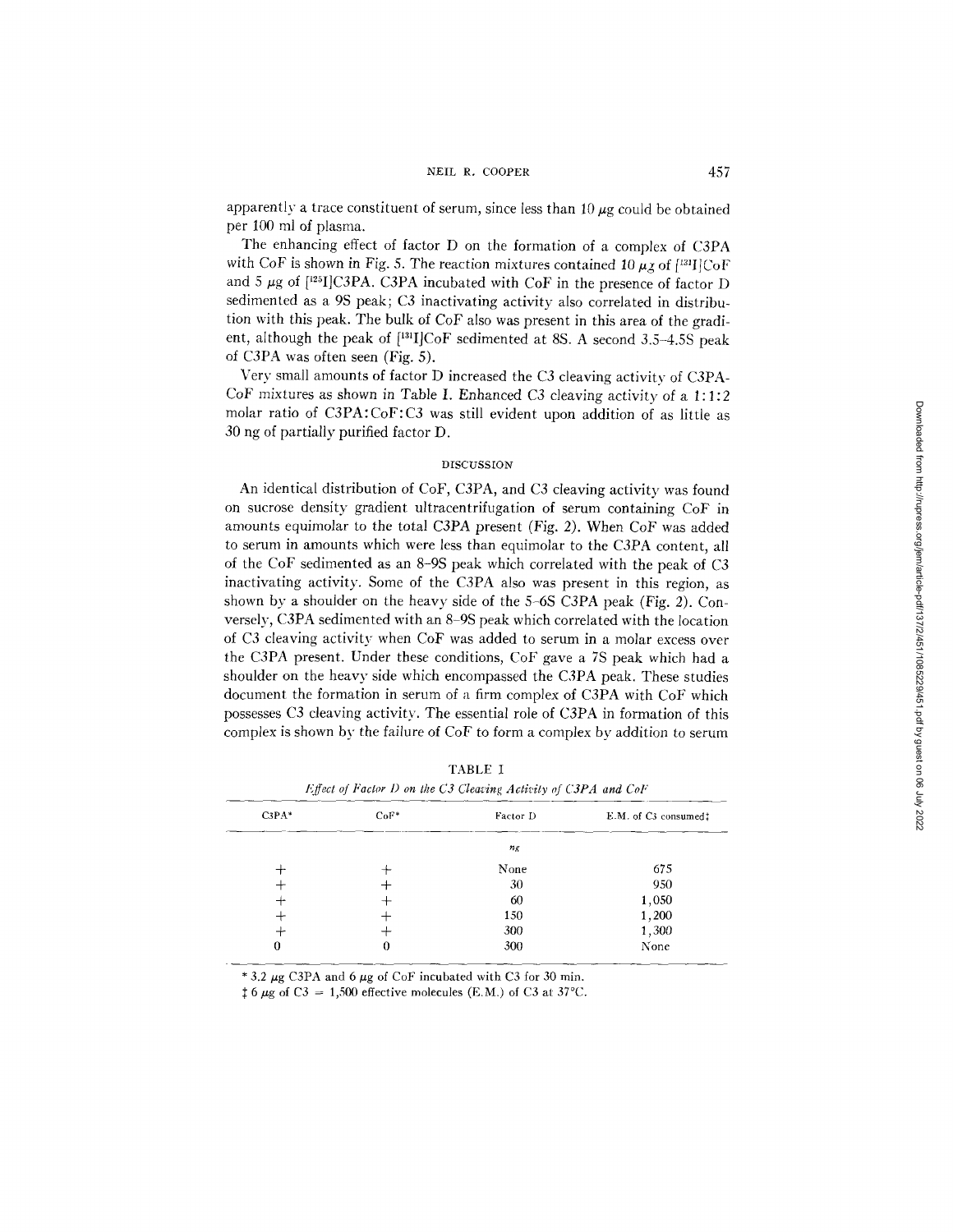apparently a trace constituent of serum, since less than 10 μg could be obtained per 100 ml of plasma.

The enhancing effect of factor D on the formation of a complex of C3PA with CoF is shown in Fig. 5. The reaction mixtures contained 10 μg of [$^{131}$I]CoF and 5 μg of [$^{125}$I]C3PA. C3PA incubated with CoF in the presence of factor D sedimented as a 9S peak; C3 inactivating activity also correlated in distribution with this peak. The bulk of CoF also was present in this area of the gradient, although the peak of [$^{131}$I]CoF sedimented at 8S. A second 3.5–4.5S peak of C3PA was often seen (Fig. 5).

Very small amounts of factor D increased the C3 cleaving activity of C3PA-CoF mixtures as shown in Table I. Enhanced C3 cleaving activity of a 1:1:2 molar ratio of C3PA:CoF:C3 was still evident upon addition of as little as 30 ng of partially purified factor D.

## DISCUSSION

An identical distribution of CoF, C3PA, and C3 cleaving activity was found on sucrose density gradient ultracentrifugation of serum containing CoF in amounts equimolar to the total C3PA present (Fig. 2). When CoF was added to serum in amounts which were less than equimolar to the C3PA content, all of the CoF sedimented as an 8–9S peak which correlated with the peak of C3 inactivating activity. Some of the C3PA also was present in this region, as shown by a shoulder on the heavy side of the 5–6S C3PA peak (Fig. 2). Conversely, C3PA sedimented with an 8–9S peak which correlated with the location of C3 cleaving activity when CoF was added to serum in a molar excess over the C3PA present. Under these conditions, CoF gave a 7S peak which had a shoulder on the heavy side which encompassed the C3PA peak. These studies document the formation in serum of a firm complex of C3PA with CoF which possesses C3 cleaving activity. The essential role of C3PA in formation of this complex is shown by the failure of CoF to form a complex by addition to serum

TABLE I

*Effect of Factor D on the C3 Cleaving Activity of C3PA and CoF*

| C3PA* | CoF* | Factor D | E.M. of C3 consumed‡ |
|---|---|---|---|
| | | *ng* | |
| + | + | None | 675 |
| + | + | 30 | 950 |
| + | + | 60 | 1,050 |
| + | + | 150 | 1,200 |
| + | + | 300 | 1,300 |
| 0 | 0 | 300 | None |

\* 3.2 μg C3PA and 6 μg of CoF incubated with C3 for 30 min.

‡ 6 μg of C3 = 1,500 effective molecules (E.M.) of C3 at 37°C.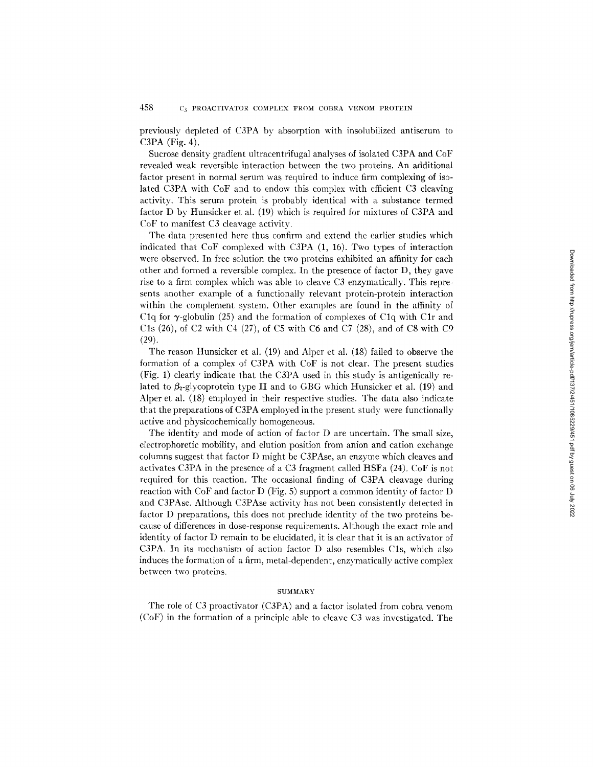previously depleted of C3PA by absorption with insolubilized antiserum to C3PA (Fig. 4).

Sucrose density gradient ultracentrifugal analyses of isolated C3PA and CoF revealed weak reversible interaction between the two proteins. An additional factor present in normal serum was required to induce firm complexing of isolated C3PA with CoF and to endow this complex with efficient C3 cleaving activity. This serum protein is probably identical with a substance termed factor D by Hunsicker et al. (19) which is required for mixtures of C3PA and CoF to manifest C3 cleavage activity.

The data presented here thus confirm and extend the earlier studies which indicated that CoF complexed with C3PA (1, 16). Two types of interaction were observed. In free solution the two proteins exhibited an affinity for each other and formed a reversible complex. In the presence of factor D, they gave rise to a firm complex which was able to cleave C3 enzymatically. This represents another example of a functionally relevant protein-protein interaction within the complement system. Other examples are found in the affinity of C1q for $\gamma$-globulin (25) and the formation of complexes of C1q with C1r and C1s (26), of C2 with C4 (27), of C5 with C6 and C7 (28), and of C8 with C9 (29).

The reason Hunsicker et al. (19) and Alper et al. (18) failed to observe the formation of a complex of C3PA with CoF is not clear. The present studies (Fig. 1) clearly indicate that the C3PA used in this study is antigenically related to $\beta_2$-glycoprotein type II and to GBG which Hunsicker et al. (19) and Alper et al. (18) employed in their respective studies. The data also indicate that the preparations of C3PA employed in the present study were functionally active and physicochemically homogeneous.

The identity and mode of action of factor D are uncertain. The small size, electrophoretic mobility, and elution position from anion and cation exchange columns suggest that factor D might be C3PAse, an enzyme which cleaves and activates C3PA in the presence of a C3 fragment called HSFa (24). CoF is not required for this reaction. The occasional finding of C3PA cleavage during reaction with CoF and factor D (Fig. 5) support a common identity of factor D and C3PAse. Although C3PAse activity has not been consistently detected in factor D preparations, this does not preclude identity of the two proteins because of differences in dose-response requirements. Although the exact role and identity of factor D remain to be elucidated, it is clear that it is an activator of C3PA. In its mechanism of action factor D also resembles C1s, which also induces the formation of a firm, metal-dependent, enzymatically active complex between two proteins.

## SUMMARY

The role of C3 proactivator (C3PA) and a factor isolated from cobra venom (CoF) in the formation of a principle able to cleave C3 was investigated. The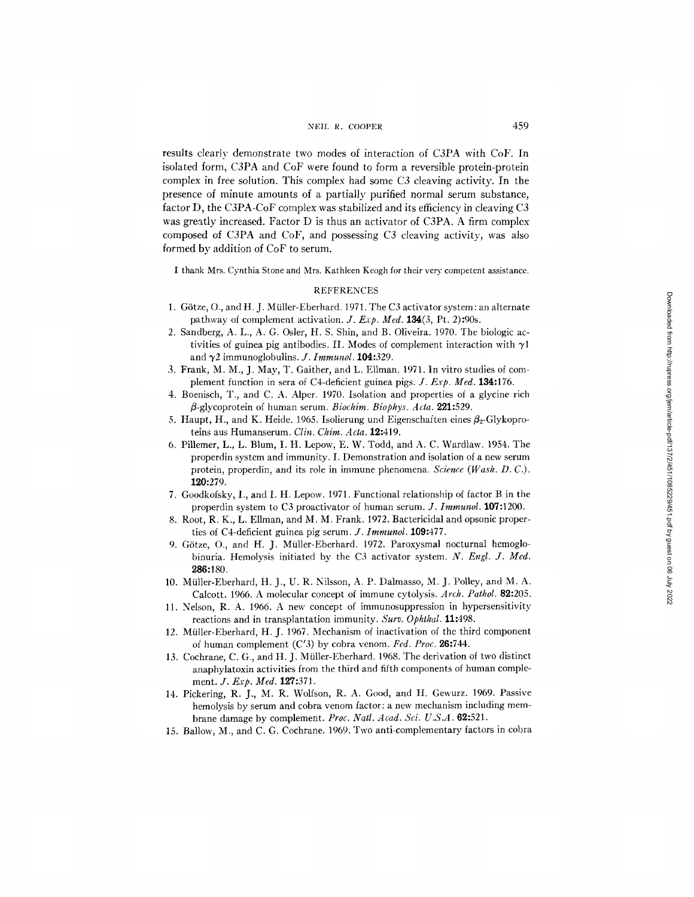results clearly demonstrate two modes of interaction of C3PA with CoF. In isolated form, C3PA and CoF were found to form a reversible protein-protein complex in free solution. This complex had some C3 cleaving activity. In the presence of minute amounts of a partially purified normal serum substance, factor D, the C3PA-CoF complex was stabilized and its efficiency in cleaving C3 was greatly increased. Factor D is thus an activator of C3PA. A firm complex composed of C3PA and CoF, and possessing C3 cleaving activity, was also formed by addition of CoF to serum.

I thank Mrs. Cynthia Stone and Mrs. Kathleen Keogh for their very competent assistance.

## REFERENCES

1. Götze, O., and H. J. Müller-Eberhard. 1971. The C3 activator system: an alternate pathway of complement activation. *J. Exp. Med.* **134**(3, Pt. 2):90s.
2. Sandberg, A. L., A. G. Osler, H. S. Shin, and B. Oliveira. 1970. The biologic activities of guinea pig antibodies. II. Modes of complement interaction with $\gamma 1$ and $\gamma 2$ immunoglobulins. *J. Immunol.* **104**:329.
3. Frank, M. M., J. May, T. Gaither, and L. Ellman. 1971. In vitro studies of complement function in sera of C4-deficient guinea pigs. *J. Exp. Med.* **134**:176.
4. Boenisch, T., and C. A. Alper. 1970. Isolation and properties of a glycine rich $\beta$-glycoprotein of human serum. *Biochim. Biophys. Acta.* **221**:529.
5. Haupt, H., and K. Heide. 1965. Isolierung und Eigenschaften eines $\beta_2$-Glykoproteins aus Humanserum. *Clin. Chim. Acta.* **12**:419.
6. Pillemer, L., L. Blum, I. H. Lepow, E. W. Todd, and A. C. Wardlaw. 1954. The properdin system and immunity. I. Demonstration and isolation of a new serum protein, properdin, and its role in immune phenomena. *Science (Wash. D. C.).* **120**:279.
7. Goodkofsky, I., and I. H. Lepow. 1971. Functional relationship of factor B in the properdin system to C3 proactivator of human serum. *J. Immunol.* **107**:1200.
8. Root, R. K., L. Ellman, and M. M. Frank. 1972. Bactericidal and opsonic properties of C4-deficient guinea pig serum. *J. Immunol.* **109**:477.
9. Götze, O., and H. J. Müller-Eberhard. 1972. Paroxysmal nocturnal hemoglobinuria. Hemolysis initiated by the C3 activator system. *N. Engl. J. Med.* **286**:180.
10. Müller-Eberhard, H. J., U. R. Nilsson, A. P. Dalmasso, M. J. Polley, and M. A. Calcott. 1966. A molecular concept of immune cytolysis. *Arch. Pathol.* **82**:205.
11. Nelson, R. A. 1966. A new concept of immunosuppression in hypersensitivity reactions and in transplantation immunity. *Surv. Ophthal.* **11**:498.
12. Müller-Eberhard, H. J. 1967. Mechanism of inactivation of the third component of human complement (C′3) by cobra venom. *Fed. Proc.* **26**:744.
13. Cochrane, C. G., and H. J. Müller-Eberhard. 1968. The derivation of two distinct anaphylatoxin activities from the third and fifth components of human complement. *J. Exp. Med.* **127**:371.
14. Pickering, R. J., M. R. Wolfson, R. A. Good, and H. Gewurz. 1969. Passive hemolysis by serum and cobra venom factor: a new mechanism including membrane damage by complement. *Proc. Natl. Acad. Sci. U.S.A.* **62**:521.
15. Ballow, M., and C. G. Cochrane. 1969. Two anti-complementary factors in cobra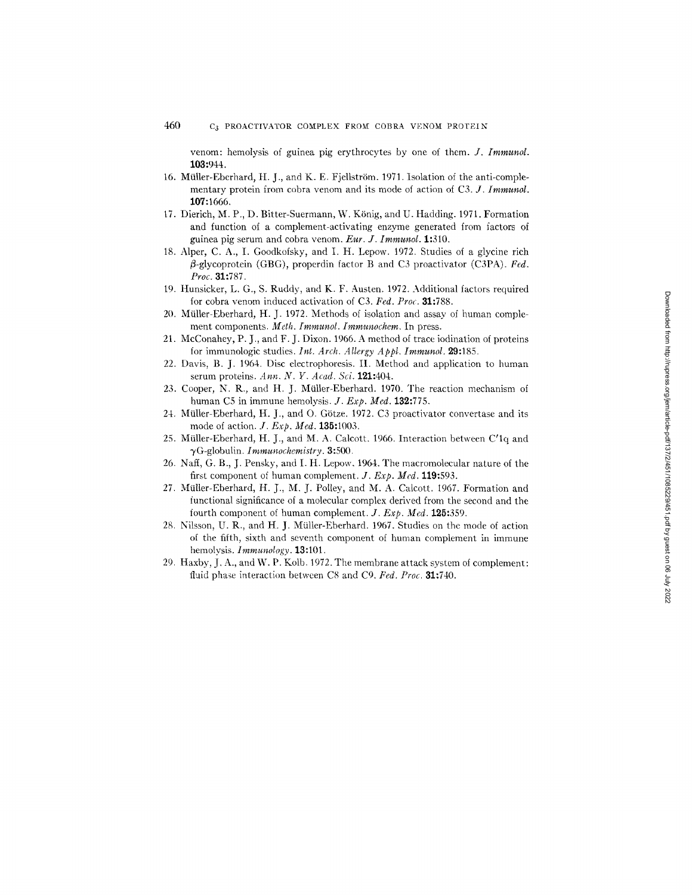venom: hemolysis of guinea pig erythrocytes by one of them. *J. Immunol.* **103**:944.

16. Müller-Eberhard, H. J., and K. E. Fjellström. 1971. Isolation of the anti-complementary protein from cobra venom and its mode of action of C3. *J. Immunol.* **107**:1666.
17. Dierich, M. P., D. Bitter-Suermann, W. König, and U. Hadding. 1971. Formation and function of a complement-activating enzyme generated from factors of guinea pig serum and cobra venom. *Eur. J. Immunol.* **1**:310.
18. Alper, C. A., I. Goodkofsky, and I. H. Lepow. 1972. Studies of a glycine rich β-glycoprotein (GBG), properdin factor B and C3 proactivator (C3PA). *Fed. Proc.* **31**:787.
19. Hunsicker, L. G., S. Ruddy, and K. F. Austen. 1972. Additional factors required for cobra venom induced activation of C3. *Fed. Proc.* **31**:788.
20. Müller-Eberhard, H. J. 1972. Methods of isolation and assay of human complement components. *Meth. Immunol. Immunochem.* In press.
21. McConahey, P. J., and F. J. Dixon. 1966. A method of trace iodination of proteins for immunologic studies. *Int. Arch. Allergy Appl. Immunol.* **29**:185.
22. Davis, B. J. 1964. Disc electrophoresis. II. Method and application to human serum proteins. *Ann. N. Y. Acad. Sci.* **121**:404.
23. Cooper, N. R., and H. J. Müller-Eberhard. 1970. The reaction mechanism of human C5 in immune hemolysis. *J. Exp. Med.* **132**:775.
24. Müller-Eberhard, H. J., and O. Götze. 1972. C3 proactivator convertase and its mode of action. *J. Exp. Med.* **135**:1003.
25. Müller-Eberhard, H. J., and M. A. Calcott. 1966. Interaction between C′1q and γG-globulin. *Immunochemistry.* **3**:500.
26. Naff, G. B., J. Pensky, and I. H. Lepow. 1964. The macromolecular nature of the first component of human complement. *J. Exp. Med.* **119**:593.
27. Müller-Eberhard, H. J., M. J. Polley, and M. A. Calcott. 1967. Formation and functional significance of a molecular complex derived from the second and the fourth component of human complement. *J. Exp. Med.* **125**:359.
28. Nilsson, U. R., and H. J. Müller-Eberhard. 1967. Studies on the mode of action of the fifth, sixth and seventh component of human complement in immune hemolysis. *Immunology.* **13**:101.
29. Haxby, J. A., and W. P. Kolb. 1972. The membrane attack system of complement: fluid phase interaction between C8 and C9. *Fed. Proc.* **31**:740.